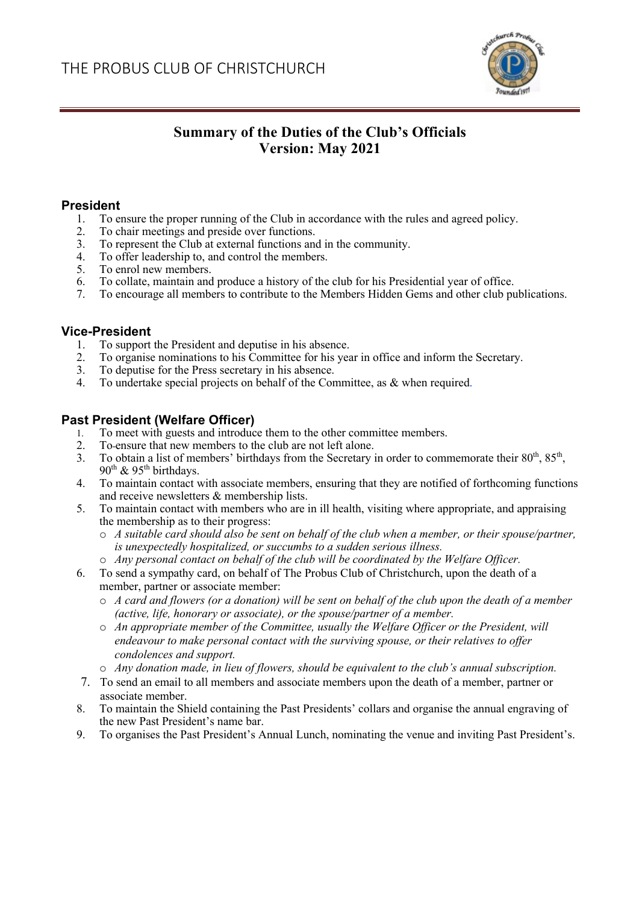# THE PROBUS CLUB OF CHRISTCHURCH

## Summary of the Duties of the Club's Officials
## Version: May 2021

### President

1. To ensure the proper running of the Club in accordance with the rules and agreed policy.
2. To chair meetings and preside over functions.
3. To represent the Club at external functions and in the community.
4. To offer leadership to, and control the members.
5. To enrol new members.
6. To collate, maintain and produce a history of the club for his Presidential year of office.
7. To encourage all members to contribute to the Members Hidden Gems and other club publications.

### Vice-President

1. To support the President and deputise in his absence.
2. To organise nominations to his Committee for his year in office and inform the Secretary.
3. To deputise for the Press secretary in his absence.
4. To undertake special projects on behalf of the Committee, as & when required.

### Past President (Welfare Officer)

1. To meet with guests and introduce them to the other committee members.
2. To ensure that new members to the club are not left alone.
3. To obtain a list of members' birthdays from the Secretary in order to commemorate their 80th, 85th, 90th & 95th birthdays.
4. To maintain contact with associate members, ensuring that they are notified of forthcoming functions and receive newsletters & membership lists.
5. To maintain contact with members who are in ill health, visiting where appropriate, and appraising the membership as to their progress:
   - *A suitable card should also be sent on behalf of the club when a member, or their spouse/partner, is unexpectedly hospitalized, or succumbs to a sudden serious illness.*
   - *Any personal contact on behalf of the club will be coordinated by the Welfare Officer.*
6. To send a sympathy card, on behalf of The Probus Club of Christchurch, upon the death of a member, partner or associate member:
   - *A card and flowers (or a donation) will be sent on behalf of the club upon the death of a member (active, life, honorary or associate), or the spouse/partner of a member.*
   - *An appropriate member of the Committee, usually the Welfare Officer or the President, will endeavour to make personal contact with the surviving spouse, or their relatives to offer condolences and support.*
   - *Any donation made, in lieu of flowers, should be equivalent to the club's annual subscription.*
7. To send an email to all members and associate members upon the death of a member, partner or associate member.
8. To maintain the Shield containing the Past Presidents' collars and organise the annual engraving of the new Past President's name bar.
9. To organises the Past President's Annual Lunch, nominating the venue and inviting Past President's.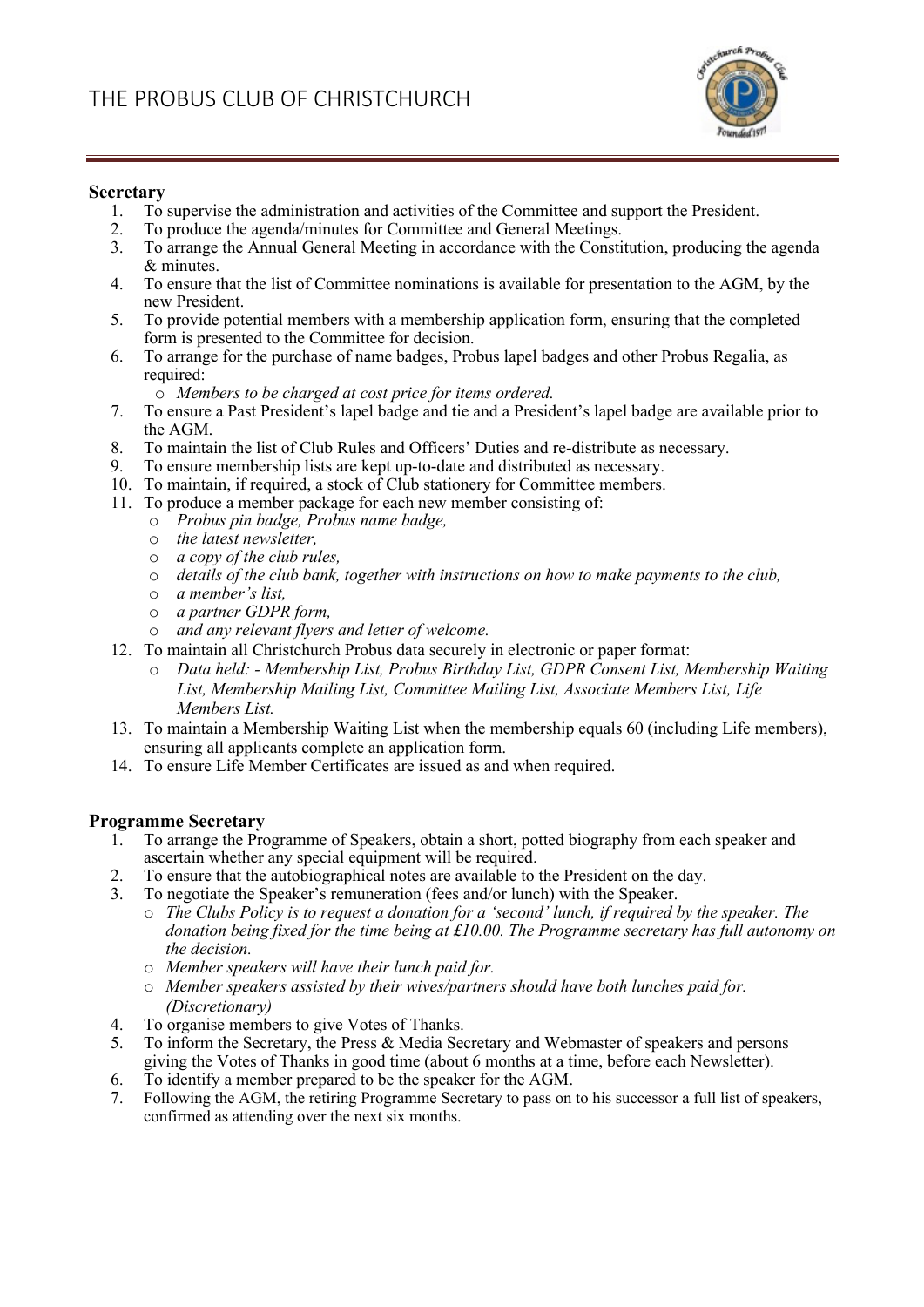## Secretary

1. To supervise the administration and activities of the Committee and support the President.
2. To produce the agenda/minutes for Committee and General Meetings.
3. To arrange the Annual General Meeting in accordance with the Constitution, producing the agenda & minutes.
4. To ensure that the list of Committee nominations is available for presentation to the AGM, by the new President.
5. To provide potential members with a membership application form, ensuring that the completed form is presented to the Committee for decision.
6. To arrange for the purchase of name badges, Probus lapel badges and other Probus Regalia, as required:
   - *Members to be charged at cost price for items ordered.*
7. To ensure a Past President's lapel badge and tie and a President's lapel badge are available prior to the AGM.
8. To maintain the list of Club Rules and Officers' Duties and re-distribute as necessary.
9. To ensure membership lists are kept up-to-date and distributed as necessary.
10. To maintain, if required, a stock of Club stationery for Committee members.
11. To produce a member package for each new member consisting of:
    - *Probus pin badge, Probus name badge,*
    - *the latest newsletter,*
    - *a copy of the club rules,*
    - *details of the club bank, together with instructions on how to make payments to the club,*
    - *a member's list,*
    - *a partner GDPR form,*
    - *and any relevant flyers and letter of welcome.*
12. To maintain all Christchurch Probus data securely in electronic or paper format:
    - *Data held: - Membership List, Probus Birthday List, GDPR Consent List, Membership Waiting List, Membership Mailing List, Committee Mailing List, Associate Members List, Life Members List.*
13. To maintain a Membership Waiting List when the membership equals 60 (including Life members), ensuring all applicants complete an application form.
14. To ensure Life Member Certificates are issued as and when required.

## Programme Secretary

1. To arrange the Programme of Speakers, obtain a short, potted biography from each speaker and ascertain whether any special equipment will be required.
2. To ensure that the autobiographical notes are available to the President on the day.
3. To negotiate the Speaker's remuneration (fees and/or lunch) with the Speaker.
   - *The Clubs Policy is to request a donation for a 'second' lunch, if required by the speaker. The donation being fixed for the time being at £10.00. The Programme secretary has full autonomy on the decision.*
   - *Member speakers will have their lunch paid for.*
   - *Member speakers assisted by their wives/partners should have both lunches paid for. (Discretionary)*
4. To organise members to give Votes of Thanks.
5. To inform the Secretary, the Press & Media Secretary and Webmaster of speakers and persons giving the Votes of Thanks in good time (about 6 months at a time, before each Newsletter).
6. To identify a member prepared to be the speaker for the AGM.
7. Following the AGM, the retiring Programme Secretary to pass on to his successor a full list of speakers, confirmed as attending over the next six months.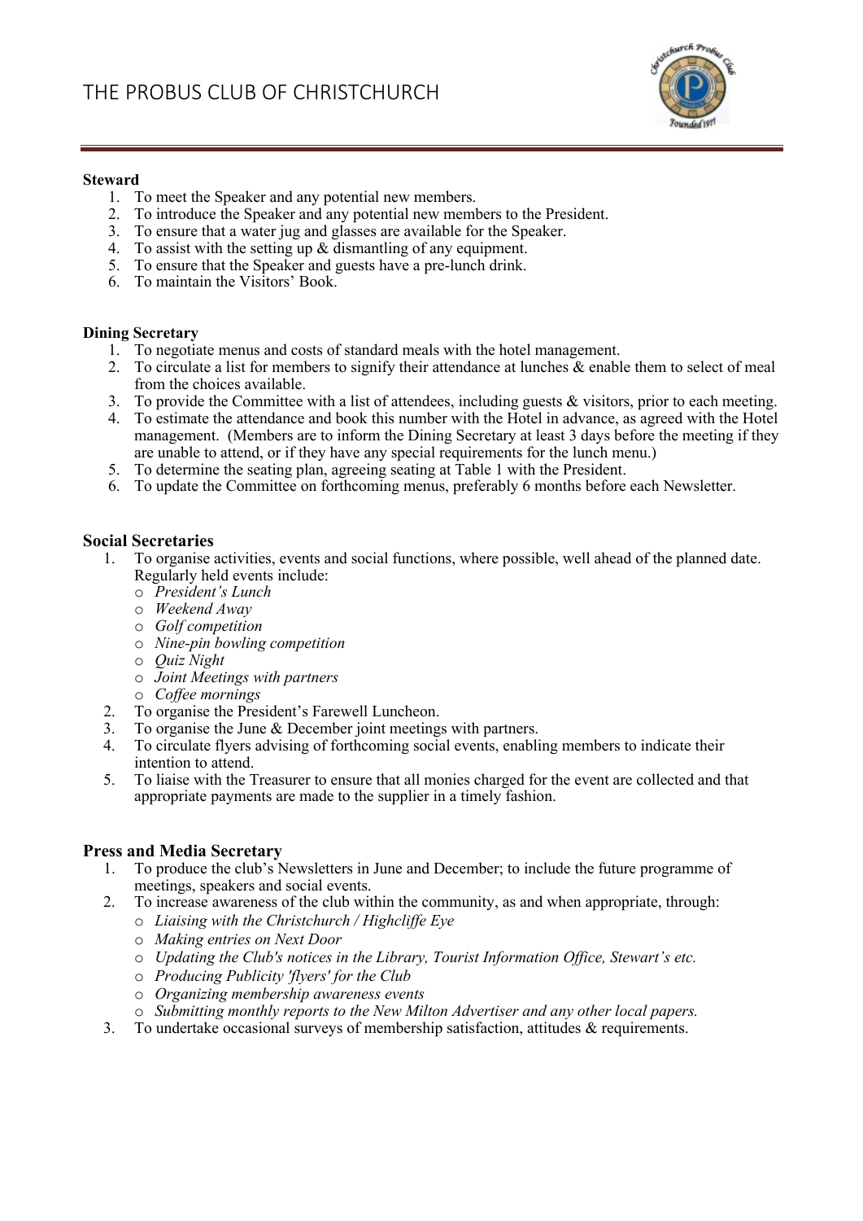**Steward**

1. To meet the Speaker and any potential new members.
2. To introduce the Speaker and any potential new members to the President.
3. To ensure that a water jug and glasses are available for the Speaker.
4. To assist with the setting up & dismantling of any equipment.
5. To ensure that the Speaker and guests have a pre-lunch drink.
6. To maintain the Visitors' Book.

**Dining Secretary**

1. To negotiate menus and costs of standard meals with the hotel management.
2. To circulate a list for members to signify their attendance at lunches & enable them to select of meal from the choices available.
3. To provide the Committee with a list of attendees, including guests & visitors, prior to each meeting.
4. To estimate the attendance and book this number with the Hotel in advance, as agreed with the Hotel management. (Members are to inform the Dining Secretary at least 3 days before the meeting if they are unable to attend, or if they have any special requirements for the lunch menu.)
5. To determine the seating plan, agreeing seating at Table 1 with the President.
6. To update the Committee on forthcoming menus, preferably 6 months before each Newsletter.

### Social Secretaries

1. To organise activities, events and social functions, where possible, well ahead of the planned date. Regularly held events include:
   - *President's Lunch*
   - *Weekend Away*
   - *Golf competition*
   - *Nine-pin bowling competition*
   - *Quiz Night*
   - *Joint Meetings with partners*
   - *Coffee mornings*
2. To organise the President's Farewell Luncheon.
3. To organise the June & December joint meetings with partners.
4. To circulate flyers advising of forthcoming social events, enabling members to indicate their intention to attend.
5. To liaise with the Treasurer to ensure that all monies charged for the event are collected and that appropriate payments are made to the supplier in a timely fashion.

### Press and Media Secretary

1. To produce the club's Newsletters in June and December; to include the future programme of meetings, speakers and social events.
2. To increase awareness of the club within the community, as and when appropriate, through:
   - *Liaising with the Christchurch / Highcliffe Eye*
   - *Making entries on Next Door*
   - *Updating the Club's notices in the Library, Tourist Information Office, Stewart's etc.*
   - *Producing Publicity 'flyers' for the Club*
   - *Organizing membership awareness events*
   - *Submitting monthly reports to the New Milton Advertiser and any other local papers.*
3. To undertake occasional surveys of membership satisfaction, attitudes & requirements.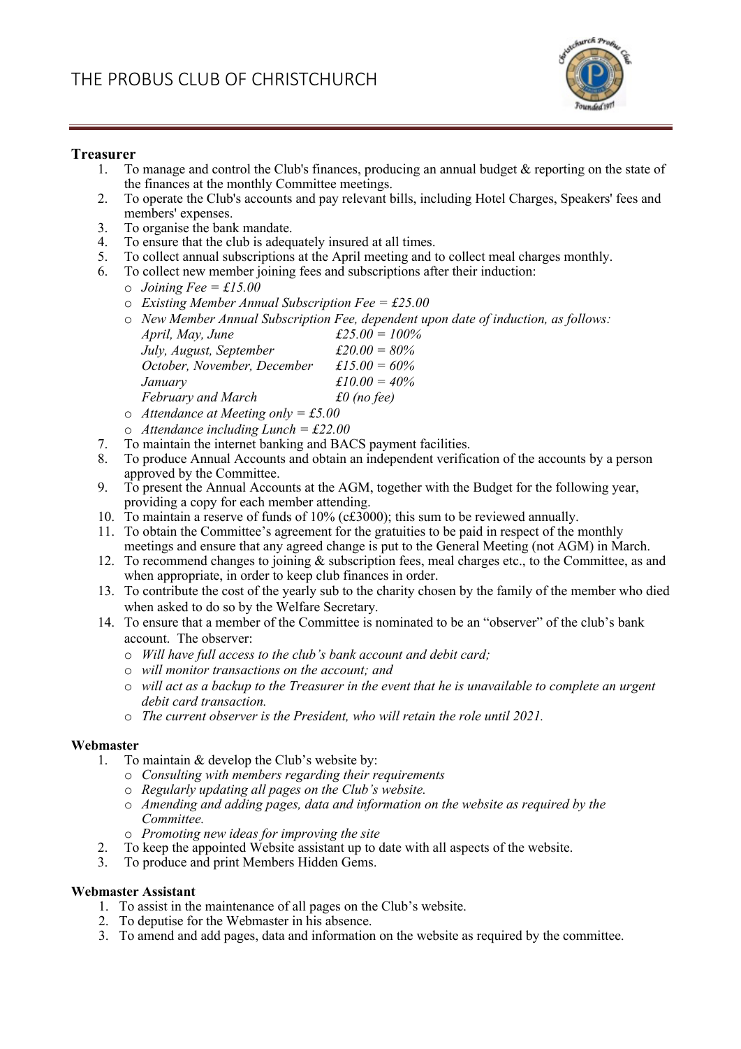## Treasurer

1. To manage and control the Club's finances, producing an annual budget & reporting on the state of the finances at the monthly Committee meetings.
2. To operate the Club's accounts and pay relevant bills, including Hotel Charges, Speakers' fees and members' expenses.
3. To organise the bank mandate.
4. To ensure that the club is adequately insured at all times.
5. To collect annual subscriptions at the April meeting and to collect meal charges monthly.
6. To collect new member joining fees and subscriptions after their induction:
   - *Joining Fee = £15.00*
   - *Existing Member Annual Subscription Fee = £25.00*
   - *New Member Annual Subscription Fee, dependent upon date of induction, as follows:*

     | | |
     |---|---|
     | *April, May, June* | *£25.00 = 100%* |
     | *July, August, September* | *£20.00 = 80%* |
     | *October, November, December* | *£15.00 = 60%* |
     | *January* | *£10.00 = 40%* |
     | *February and March* | *£0 (no fee)* |

   - *Attendance at Meeting only = £5.00*
   - *Attendance including Lunch = £22.00*
7. To maintain the internet banking and BACS payment facilities.
8. To produce Annual Accounts and obtain an independent verification of the accounts by a person approved by the Committee.
9. To present the Annual Accounts at the AGM, together with the Budget for the following year, providing a copy for each member attending.
10. To maintain a reserve of funds of 10% (c£3000); this sum to be reviewed annually.
11. To obtain the Committee's agreement for the gratuities to be paid in respect of the monthly meetings and ensure that any agreed change is put to the General Meeting (not AGM) in March.
12. To recommend changes to joining & subscription fees, meal charges etc., to the Committee, as and when appropriate, in order to keep club finances in order.
13. To contribute the cost of the yearly sub to the charity chosen by the family of the member who died when asked to do so by the Welfare Secretary.
14. To ensure that a member of the Committee is nominated to be an "observer" of the club's bank account. The observer:
    - *Will have full access to the club's bank account and debit card;*
    - *will monitor transactions on the account; and*
    - *will act as a backup to the Treasurer in the event that he is unavailable to complete an urgent debit card transaction.*
    - *The current observer is the President, who will retain the role until 2021.*

## Webmaster

1. To maintain & develop the Club's website by:
   - *Consulting with members regarding their requirements*
   - *Regularly updating all pages on the Club's website.*
   - *Amending and adding pages, data and information on the website as required by the Committee.*
   - *Promoting new ideas for improving the site*
2. To keep the appointed Website assistant up to date with all aspects of the website.
3. To produce and print Members Hidden Gems.

## Webmaster Assistant

1. To assist in the maintenance of all pages on the Club's website.
2. To deputise for the Webmaster in his absence.
3. To amend and add pages, data and information on the website as required by the committee.